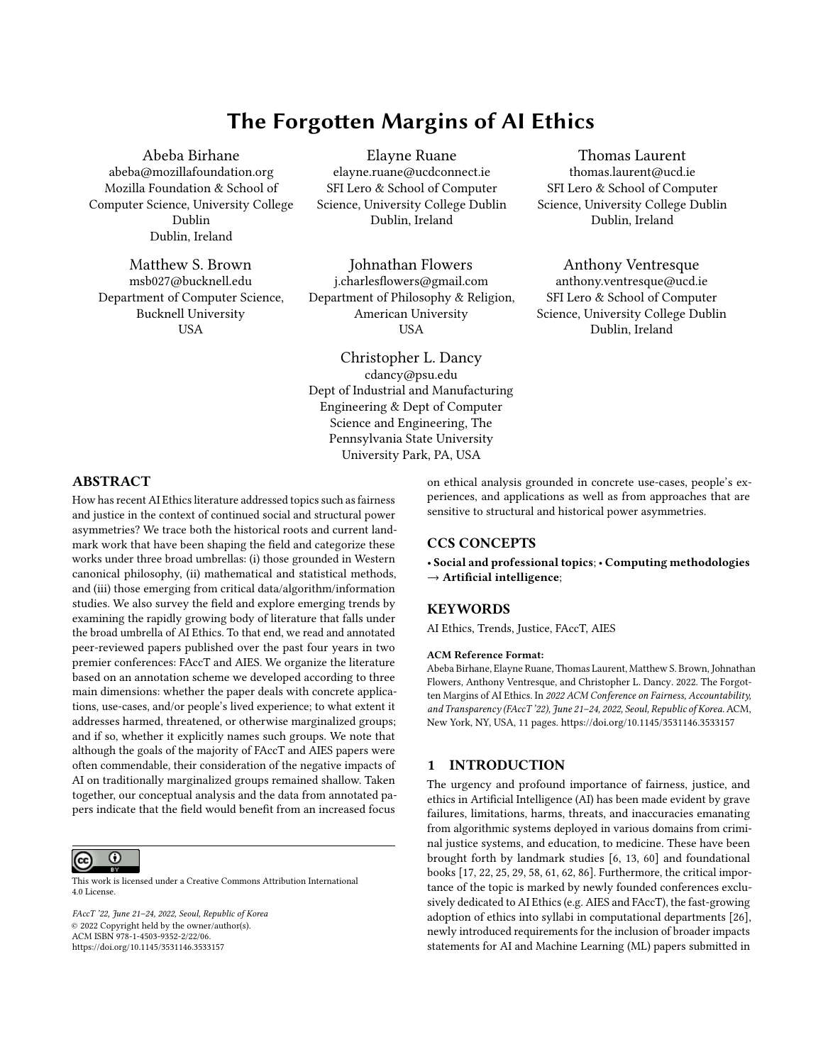# The Forgotten Margins of AI Ethics

Abeba Birhane
abeba@mozillafoundation.org
Mozilla Foundation & School of Computer Science, University College Dublin
Dublin, Ireland

Elayne Ruane
elayne.ruane@ucdconnect.ie
SFI Lero & School of Computer Science, University College Dublin
Dublin, Ireland

Thomas Laurent
thomas.laurent@ucd.ie
SFI Lero & School of Computer Science, University College Dublin
Dublin, Ireland

Matthew S. Brown
msb027@bucknell.edu
Department of Computer Science, Bucknell University
USA

Johnathan Flowers
j.charlesflowers@gmail.com
Department of Philosophy & Religion, American University
USA

Anthony Ventresque
anthony.ventresque@ucd.ie
SFI Lero & School of Computer Science, University College Dublin
Dublin, Ireland

Christopher L. Dancy
cdancy@psu.edu
Dept of Industrial and Manufacturing Engineering & Dept of Computer Science and Engineering, The Pennsylvania State University
University Park, PA, USA

## ABSTRACT

How has recent AI Ethics literature addressed topics such as fairness and justice in the context of continued social and structural power asymmetries? We trace both the historical roots and current landmark work that have been shaping the field and categorize these works under three broad umbrellas: (i) those grounded in Western canonical philosophy, (ii) mathematical and statistical methods, and (iii) those emerging from critical data/algorithm/information studies. We also survey the field and explore emerging trends by examining the rapidly growing body of literature that falls under the broad umbrella of AI Ethics. To that end, we read and annotated peer-reviewed papers published over the past four years in two premier conferences: FAccT and AIES. We organize the literature based on an annotation scheme we developed according to three main dimensions: whether the paper deals with concrete applications, use-cases, and/or people's lived experience; to what extent it addresses harmed, threatened, or otherwise marginalized groups; and if so, whether it explicitly names such groups. We note that although the goals of the majority of FAccT and AIES papers were often commendable, their consideration of the negative impacts of AI on traditionally marginalized groups remained shallow. Taken together, our conceptual analysis and the data from annotated papers indicate that the field would benefit from an increased focus on ethical analysis grounded in concrete use-cases, people's experiences, and applications as well as from approaches that are sensitive to structural and historical power asymmetries.

## CCS CONCEPTS

• **Social and professional topics**; • **Computing methodologies → Artificial intelligence**;

## KEYWORDS

AI Ethics, Trends, Justice, FAccT, AIES

**ACM Reference Format:**
Abeba Birhane, Elayne Ruane, Thomas Laurent, Matthew S. Brown, Johnathan Flowers, Anthony Ventresque, and Christopher L. Dancy. 2022. The Forgotten Margins of AI Ethics. In *2022 ACM Conference on Fairness, Accountability, and Transparency (FAccT '22), June 21–24, 2022, Seoul, Republic of Korea.* ACM, New York, NY, USA, 11 pages. https://doi.org/10.1145/3531146.3533157

This work is licensed under a Creative Commons Attribution International 4.0 License.

*FAccT '22, June 21–24, 2022, Seoul, Republic of Korea*
© 2022 Copyright held by the owner/author(s).
ACM ISBN 978-1-4503-9352-2/22/06.
https://doi.org/10.1145/3531146.3533157

## 1 INTRODUCTION

The urgency and profound importance of fairness, justice, and ethics in Artificial Intelligence (AI) has been made evident by grave failures, limitations, harms, threats, and inaccuracies emanating from algorithmic systems deployed in various domains from criminal justice systems, and education, to medicine. These have been brought forth by landmark studies [6, 13, 60] and foundational books [17, 22, 25, 29, 58, 61, 62, 86]. Furthermore, the critical importance of the topic is marked by newly founded conferences exclusively dedicated to AI Ethics (e.g. AIES and FAccT), the fast-growing adoption of ethics into syllabi in computational departments [26], newly introduced requirements for the inclusion of broader impacts statements for AI and Machine Learning (ML) papers submitted in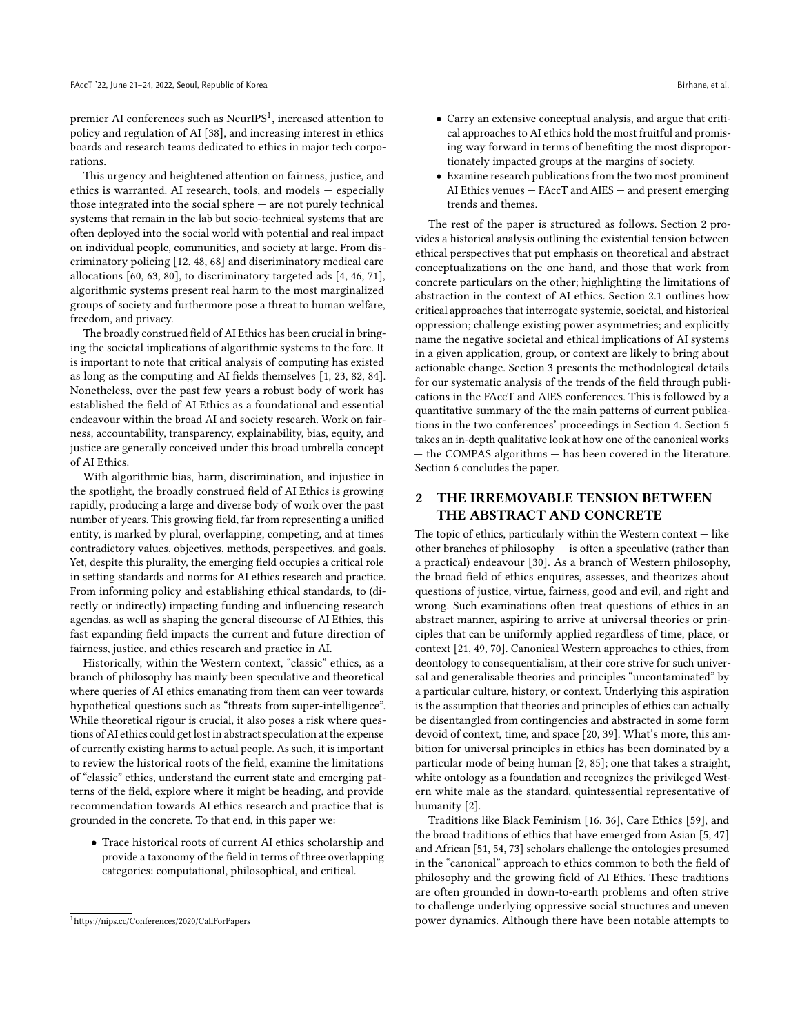premier AI conferences such as NeurIPS[1], increased attention to policy and regulation of AI [38], and increasing interest in ethics boards and research teams dedicated to ethics in major tech corporations.

This urgency and heightened attention on fairness, justice, and ethics is warranted. AI research, tools, and models — especially those integrated into the social sphere — are not purely technical systems that remain in the lab but socio-technical systems that are often deployed into the social world with potential and real impact on individual people, communities, and society at large. From discriminatory policing [12, 48, 68] and discriminatory medical care allocations [60, 63, 80], to discriminatory targeted ads [4, 46, 71], algorithmic systems present real harm to the most marginalized groups of society and furthermore pose a threat to human welfare, freedom, and privacy.

The broadly construed field of AI Ethics has been crucial in bringing the societal implications of algorithmic systems to the fore. It is important to note that critical analysis of computing has existed as long as the computing and AI fields themselves [1, 23, 82, 84]. Nonetheless, over the past few years a robust body of work has established the field of AI Ethics as a foundational and essential endeavour within the broad AI and society research. Work on fairness, accountability, transparency, explainability, bias, equity, and justice are generally conceived under this broad umbrella concept of AI Ethics.

With algorithmic bias, harm, discrimination, and injustice in the spotlight, the broadly construed field of AI Ethics is growing rapidly, producing a large and diverse body of work over the past number of years. This growing field, far from representing a unified entity, is marked by plural, overlapping, competing, and at times contradictory values, objectives, methods, perspectives, and goals. Yet, despite this plurality, the emerging field occupies a critical role in setting standards and norms for AI ethics research and practice. From informing policy and establishing ethical standards, to (directly or indirectly) impacting funding and influencing research agendas, as well as shaping the general discourse of AI Ethics, this fast expanding field impacts the current and future direction of fairness, justice, and ethics research and practice in AI.

Historically, within the Western context, "classic" ethics, as a branch of philosophy has mainly been speculative and theoretical where queries of AI ethics emanating from them can veer towards hypothetical questions such as "threats from super-intelligence". While theoretical rigour is crucial, it also poses a risk where questions of AI ethics could get lost in abstract speculation at the expense of currently existing harms to actual people. As such, it is important to review the historical roots of the field, examine the limitations of "classic" ethics, understand the current state and emerging patterns of the field, explore where it might be heading, and provide recommendation towards AI ethics research and practice that is grounded in the concrete. To that end, in this paper we:

- Trace historical roots of current AI ethics scholarship and provide a taxonomy of the field in terms of three overlapping categories: computational, philosophical, and critical.
- Carry an extensive conceptual analysis, and argue that critical approaches to AI ethics hold the most fruitful and promising way forward in terms of benefiting the most disproportionately impacted groups at the margins of society.
- Examine research publications from the two most prominent AI Ethics venues — FAccT and AIES — and present emerging trends and themes.

The rest of the paper is structured as follows. Section 2 provides a historical analysis outlining the existential tension between ethical perspectives that put emphasis on theoretical and abstract conceptualizations on the one hand, and those that work from concrete particulars on the other; highlighting the limitations of abstraction in the context of AI ethics. Section 2.1 outlines how critical approaches that interrogate systemic, societal, and historical oppression; challenge existing power asymmetries; and explicitly name the negative societal and ethical implications of AI systems in a given application, group, or context are likely to bring about actionable change. Section 3 presents the methodological details for our systematic analysis of the trends of the field through publications in the FAccT and AIES conferences. This is followed by a quantitative summary of the the main patterns of current publications in the two conferences' proceedings in Section 4. Section 5 takes an in-depth qualitative look at how one of the canonical works — the COMPAS algorithms — has been covered in the literature. Section 6 concludes the paper.

## 2 THE IRREMOVABLE TENSION BETWEEN THE ABSTRACT AND CONCRETE

The topic of ethics, particularly within the Western context — like other branches of philosophy — is often a speculative (rather than a practical) endeavour [30]. As a branch of Western philosophy, the broad field of ethics enquires, assesses, and theorizes about questions of justice, virtue, fairness, good and evil, and right and wrong. Such examinations often treat questions of ethics in an abstract manner, aspiring to arrive at universal theories or principles that can be uniformly applied regardless of time, place, or context [21, 49, 70]. Canonical Western approaches to ethics, from deontology to consequentialism, at their core strive for such universal and generalisable theories and principles "uncontaminated" by a particular culture, history, or context. Underlying this aspiration is the assumption that theories and principles of ethics can actually be disentangled from contingencies and abstracted in some form devoid of context, time, and space [20, 39]. What's more, this ambition for universal principles in ethics has been dominated by a particular mode of being human [2, 85]; one that takes a straight, white ontology as a foundation and recognizes the privileged Western white male as the standard, quintessential representative of humanity [2].

Traditions like Black Feminism [16, 36], Care Ethics [59], and the broad traditions of ethics that have emerged from Asian [5, 47] and African [51, 54, 73] scholars challenge the ontologies presumed in the "canonical" approach to ethics common to both the field of philosophy and the growing field of AI Ethics. These traditions are often grounded in down-to-earth problems and often strive to challenge underlying oppressive social structures and uneven power dynamics. Although there have been notable attempts to

[1] https://nips.cc/Conferences/2020/CallForPapers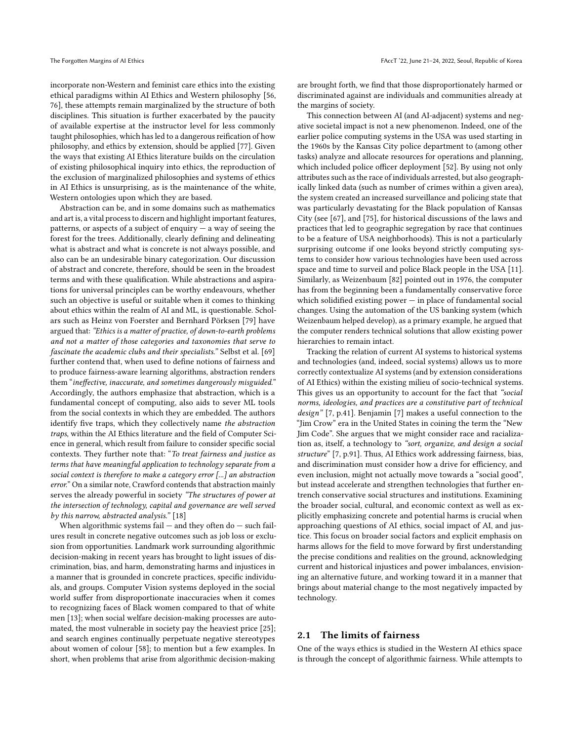incorporate non-Western and feminist care ethics into the existing ethical paradigms within AI Ethics and Western philosophy [56, 76], these attempts remain marginalized by the structure of both disciplines. This situation is further exacerbated by the paucity of available expertise at the instructor level for less commonly taught philosophies, which has led to a dangerous reification of how philosophy, and ethics by extension, should be applied [77]. Given the ways that existing AI Ethics literature builds on the circulation of existing philosophical inquiry into ethics, the reproduction of the exclusion of marginalized philosophies and systems of ethics in AI Ethics is unsurprising, as is the maintenance of the white, Western ontologies upon which they are based.

Abstraction can be, and in some domains such as mathematics and art is, a vital process to discern and highlight important features, patterns, or aspects of a subject of enquiry — a way of seeing the forest for the trees. Additionally, clearly defining and delineating what is abstract and what is concrete is not always possible, and also can be an undesirable binary categorization. Our discussion of abstract and concrete, therefore, should be seen in the broadest terms and with these qualification. While abstractions and aspirations for universal principles can be worthy endeavours, whether such an objective is useful or suitable when it comes to thinking about ethics within the realm of AI and ML, is questionable. Scholars such as Heinz von Foerster and Bernhard Pörksen [79] have argued that: *"Ethics is a matter of practice, of down-to-earth problems and not a matter of those categories and taxonomies that serve to fascinate the academic clubs and their specialists."* Selbst et al. [69] further contend that, when used to define notions of fairness and to produce fairness-aware learning algorithms, abstraction renders them "*ineffective, inaccurate, and sometimes dangerously misguided.*" Accordingly, the authors emphasize that abstraction, which is a fundamental concept of computing, also aids to sever ML tools from the social contexts in which they are embedded. The authors identify five traps, which they collectively name *the abstraction traps*, within the AI Ethics literature and the field of Computer Science in general, which result from failure to consider specific social contexts. They further note that: "*To treat fairness and justice as terms that have meaningful application to technology separate from a social context is therefore to make a category error [...] an abstraction error.*" On a similar note, Crawford contends that abstraction mainly serves the already powerful in society *"The structures of power at the intersection of technology, capital and governance are well served by this narrow, abstracted analysis."* [18]

When algorithmic systems fail — and they often do — such failures result in concrete negative outcomes such as job loss or exclusion from opportunities. Landmark work surrounding algorithmic decision-making in recent years has brought to light issues of discrimination, bias, and harm, demonstrating harms and injustices in a manner that is grounded in concrete practices, specific individuals, and groups. Computer Vision systems deployed in the social world suffer from disproportionate inaccuracies when it comes to recognizing faces of Black women compared to that of white men [13]; when social welfare decision-making processes are automated, the most vulnerable in society pay the heaviest price [25]; and search engines continually perpetuate negative stereotypes about women of colour [58]; to mention but a few examples. In short, when problems that arise from algorithmic decision-making are brought forth, we find that those disproportionately harmed or discriminated against are individuals and communities already at the margins of society.

This connection between AI (and AI-adjacent) systems and negative societal impact is not a new phenomenon. Indeed, one of the earlier police computing systems in the USA was used starting in the 1960s by the Kansas City police department to (among other tasks) analyze and allocate resources for operations and planning, which included police officer deployment [52]. By using not only attributes such as the race of individuals arrested, but also geographically linked data (such as number of crimes within a given area), the system created an increased surveillance and policing state that was particularly devastating for the Black population of Kansas City (see [67], and [75], for historical discussions of the laws and practices that led to geographic segregation by race that continues to be a feature of USA neighborhoods). This is not a particularly surprising outcome if one looks beyond strictly computing systems to consider how various technologies have been used across space and time to surveil and police Black people in the USA [11]. Similarly, as Weizenbaum [82] pointed out in 1976, the computer has from the beginning been a fundamentally conservative force which solidified existing power — in place of fundamental social changes. Using the automation of the US banking system (which Weizenbaum helped develop), as a primary example, he argued that the computer renders technical solutions that allow existing power hierarchies to remain intact.

Tracking the relation of current AI systems to historical systems and technologies (and, indeed, social systems) allows us to more correctly contextualize AI systems (and by extension considerations of AI Ethics) within the existing milieu of socio-technical systems. This gives us an opportunity to account for the fact that *"social norms, ideologies, and practices are a constitutive part of technical design"* [7, p.41]. Benjamin [7] makes a useful connection to the "Jim Crow" era in the United States in coining the term the "New Jim Code". She argues that we might consider race and racialization as, itself, a technology to *"sort, organize, and design a social structure"* [7, p.91]. Thus, AI Ethics work addressing fairness, bias, and discrimination must consider how a drive for efficiency, and even inclusion, might not actually move towards a "social good", but instead accelerate and strengthen technologies that further entrench conservative social structures and institutions. Examining the broader social, cultural, and economic context as well as explicitly emphasizing concrete and potential harms is crucial when approaching questions of AI ethics, social impact of AI, and justice. This focus on broader social factors and explicit emphasis on harms allows for the field to move forward by first understanding the precise conditions and realities on the ground, acknowledging current and historical injustices and power imbalances, envisioning an alternative future, and working toward it in a manner that brings about material change to the most negatively impacted by technology.

## 2.1 The limits of fairness

One of the ways ethics is studied in the Western AI ethics space is through the concept of algorithmic fairness. While attempts to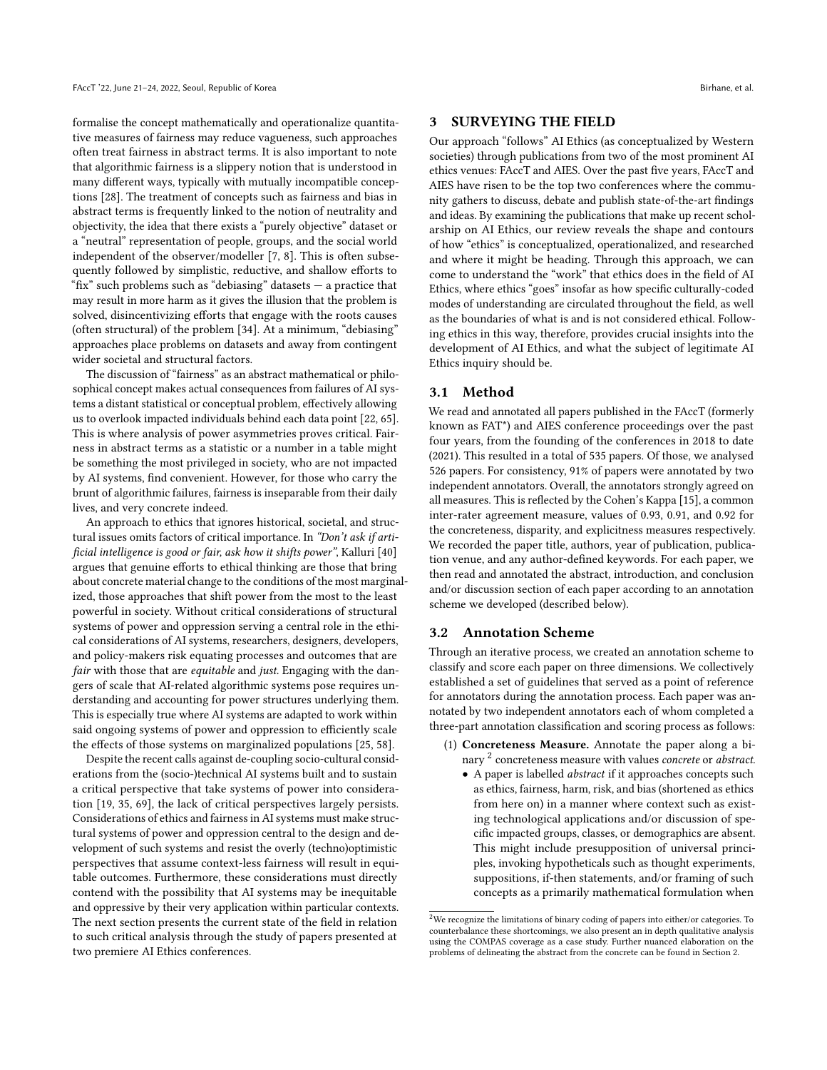formalise the concept mathematically and operationalize quantitative measures of fairness may reduce vagueness, such approaches often treat fairness in abstract terms. It is also important to note that algorithmic fairness is a slippery notion that is understood in many different ways, typically with mutually incompatible conceptions [28]. The treatment of concepts such as fairness and bias in abstract terms is frequently linked to the notion of neutrality and objectivity, the idea that there exists a "purely objective" dataset or a "neutral" representation of people, groups, and the social world independent of the observer/modeller [7, 8]. This is often subsequently followed by simplistic, reductive, and shallow efforts to "fix" such problems such as "debiasing" datasets — a practice that may result in more harm as it gives the illusion that the problem is solved, disincentivizing efforts that engage with the roots causes (often structural) of the problem [34]. At a minimum, "debiasing" approaches place problems on datasets and away from contingent wider societal and structural factors.

The discussion of "fairness" as an abstract mathematical or philosophical concept makes actual consequences from failures of AI systems a distant statistical or conceptual problem, effectively allowing us to overlook impacted individuals behind each data point [22, 65]. This is where analysis of power asymmetries proves critical. Fairness in abstract terms as a statistic or a number in a table might be something the most privileged in society, who are not impacted by AI systems, find convenient. However, for those who carry the brunt of algorithmic failures, fairness is inseparable from their daily lives, and very concrete indeed.

An approach to ethics that ignores historical, societal, and structural issues omits factors of critical importance. In *"Don't ask if artificial intelligence is good or fair, ask how it shifts power"*, Kalluri [40] argues that genuine efforts to ethical thinking are those that bring about concrete material change to the conditions of the most marginalized, those approaches that shift power from the most to the least powerful in society. Without critical considerations of structural systems of power and oppression serving a central role in the ethical considerations of AI systems, researchers, designers, developers, and policy-makers risk equating processes and outcomes that are *fair* with those that are *equitable* and *just*. Engaging with the dangers of scale that AI-related algorithmic systems pose requires understanding and accounting for power structures underlying them. This is especially true where AI systems are adapted to work within said ongoing systems of power and oppression to efficiently scale the effects of those systems on marginalized populations [25, 58].

Despite the recent calls against de-coupling socio-cultural considerations from the (socio-)technical AI systems built and to sustain a critical perspective that take systems of power into consideration [19, 35, 69], the lack of critical perspectives largely persists. Considerations of ethics and fairness in AI systems must make structural systems of power and oppression central to the design and development of such systems and resist the overly (techno)optimistic perspectives that assume context-less fairness will result in equitable outcomes. Furthermore, these considerations must directly contend with the possibility that AI systems may be inequitable and oppressive by their very application within particular contexts. The next section presents the current state of the field in relation to such critical analysis through the study of papers presented at two premiere AI Ethics conferences.

## 3 SURVEYING THE FIELD

Our approach "follows" AI Ethics (as conceptualized by Western societies) through publications from two of the most prominent AI ethics venues: FAccT and AIES. Over the past five years, FAccT and AIES have risen to be the top two conferences where the community gathers to discuss, debate and publish state-of-the-art findings and ideas. By examining the publications that make up recent scholarship on AI Ethics, our review reveals the shape and contours of how "ethics" is conceptualized, operationalized, and researched and where it might be heading. Through this approach, we can come to understand the "work" that ethics does in the field of AI Ethics, where ethics "goes" insofar as how specific culturally-coded modes of understanding are circulated throughout the field, as well as the boundaries of what is and is not considered ethical. Following ethics in this way, therefore, provides crucial insights into the development of AI Ethics, and what the subject of legitimate AI Ethics inquiry should be.

### 3.1 Method

We read and annotated all papers published in the FAccT (formerly known as FAT*) and AIES conference proceedings over the past four years, from the founding of the conferences in 2018 to date (2021). This resulted in a total of 535 papers. Of those, we analysed 526 papers. For consistency, 91% of papers were annotated by two independent annotators. Overall, the annotators strongly agreed on all measures. This is reflected by the Cohen's Kappa [15], a common inter-rater agreement measure, values of 0.93, 0.91, and 0.92 for the concreteness, disparity, and explicitness measures respectively. We recorded the paper title, authors, year of publication, publication venue, and any author-defined keywords. For each paper, we then read and annotated the abstract, introduction, and conclusion and/or discussion section of each paper according to an annotation scheme we developed (described below).

### 3.2 Annotation Scheme

Through an iterative process, we created an annotation scheme to classify and score each paper on three dimensions. We collectively established a set of guidelines that served as a point of reference for annotators during the annotation process. Each paper was annotated by two independent annotators each of whom completed a three-part annotation classification and scoring process as follows:

(1) **Concreteness Measure.** Annotate the paper along a binary [2] concreteness measure with values *concrete* or *abstract*.
   - A paper is labelled *abstract* if it approaches concepts such as ethics, fairness, harm, risk, and bias (shortened as ethics from here on) in a manner where context such as existing technological applications and/or discussion of specific impacted groups, classes, or demographics are absent. This might include presupposition of universal principles, invoking hypotheticals such as thought experiments, suppositions, if-then statements, and/or framing of such concepts as a primarily mathematical formulation when

[2] We recognize the limitations of binary coding of papers into either/or categories. To counterbalance these shortcomings, we also present an in depth qualitative analysis using the COMPAS coverage as a case study. Further nuanced elaboration on the problems of delineating the abstract from the concrete can be found in Section 2.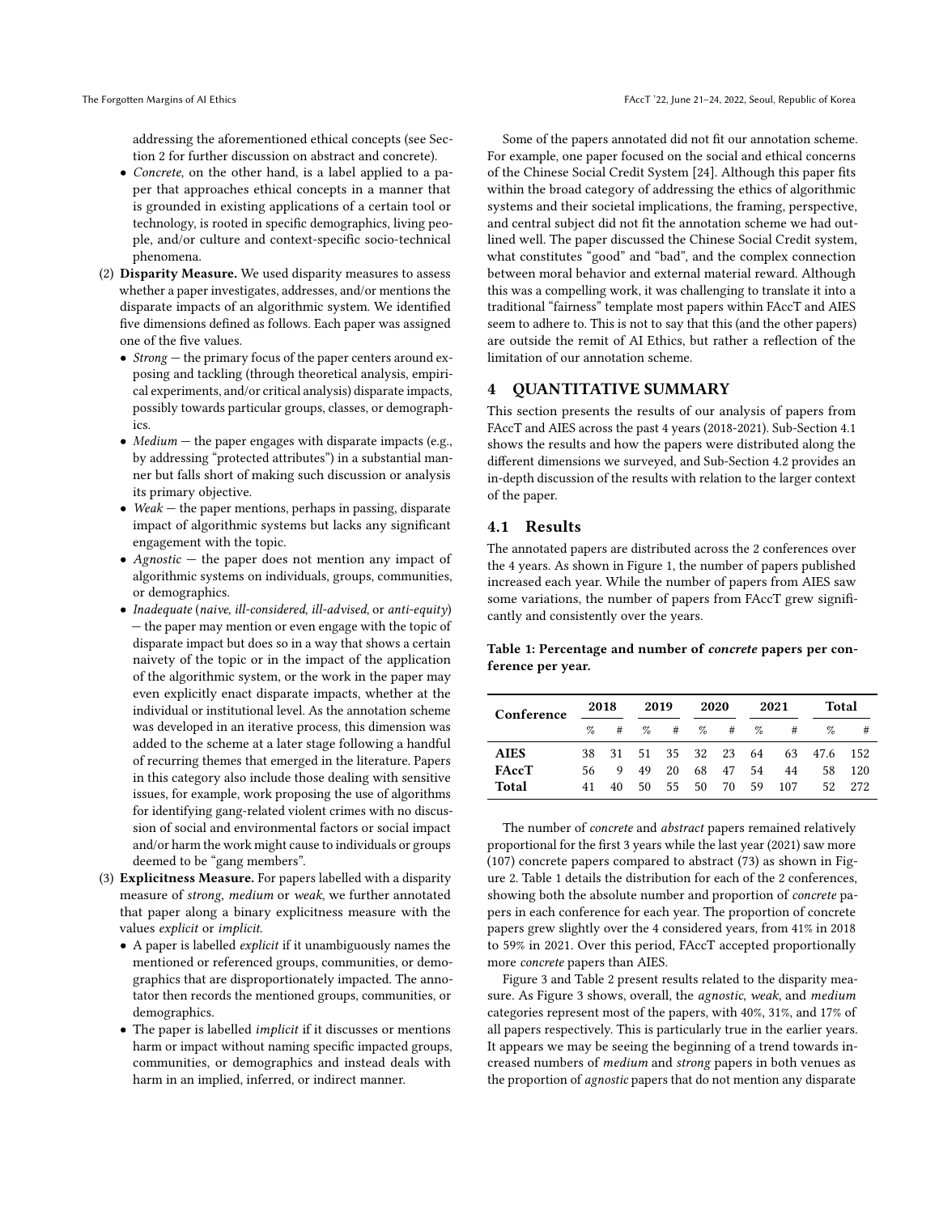addressing the aforementioned ethical concepts (see Section 2 for further discussion on abstract and concrete).

- *Concrete*, on the other hand, is a label applied to a paper that approaches ethical concepts in a manner that is grounded in existing applications of a certain tool or technology, is rooted in specific demographics, living people, and/or culture and context-specific socio-technical phenomena.

(2) **Disparity Measure.** We used disparity measures to assess whether a paper investigates, addresses, and/or mentions the disparate impacts of an algorithmic system. We identified five dimensions defined as follows. Each paper was assigned one of the five values.

- *Strong* — the primary focus of the paper centers around exposing and tackling (through theoretical analysis, empirical experiments, and/or critical analysis) disparate impacts, possibly towards particular groups, classes, or demographics.
- *Medium* — the paper engages with disparate impacts (e.g., by addressing "protected attributes") in a substantial manner but falls short of making such discussion or analysis its primary objective.
- *Weak* — the paper mentions, perhaps in passing, disparate impact of algorithmic systems but lacks any significant engagement with the topic.
- *Agnostic* — the paper does not mention any impact of algorithmic systems on individuals, groups, communities, or demographics.
- *Inadequate* (*naive*, *ill-considered*, *ill-advised*, or *anti-equity*) — the paper may mention or even engage with the topic of disparate impact but does so in a way that shows a certain naivety of the topic or in the impact of the application of the algorithmic system, or the work in the paper may even explicitly enact disparate impacts, whether at the individual or institutional level. As the annotation scheme was developed in an iterative process, this dimension was added to the scheme at a later stage following a handful of recurring themes that emerged in the literature. Papers in this category also include those dealing with sensitive issues, for example, work proposing the use of algorithms for identifying gang-related violent crimes with no discussion of social and environmental factors or social impact and/or harm the work might cause to individuals or groups deemed to be "gang members".

(3) **Explicitness Measure.** For papers labelled with a disparity measure of *strong*, *medium* or *weak*, we further annotated that paper along a binary explicitness measure with the values *explicit* or *implicit*.

- A paper is labelled *explicit* if it unambiguously names the mentioned or referenced groups, communities, or demographics that are disproportionately impacted. The annotator then records the mentioned groups, communities, or demographics.
- The paper is labelled *implicit* if it discusses or mentions harm or impact without naming specific impacted groups, communities, or demographics and instead deals with harm in an implied, inferred, or indirect manner.

Some of the papers annotated did not fit our annotation scheme. For example, one paper focused on the social and ethical concerns of the Chinese Social Credit System [24]. Although this paper fits within the broad category of addressing the ethics of algorithmic systems and their societal implications, the framing, perspective, and central subject did not fit the annotation scheme we had outlined well. The paper discussed the Chinese Social Credit system, what constitutes "good" and "bad", and the complex connection between moral behavior and external material reward. Although this was a compelling work, it was challenging to translate it into a traditional "fairness" template most papers within FAccT and AIES seem to adhere to. This is not to say that this (and the other papers) are outside the remit of AI Ethics, but rather a reflection of the limitation of our annotation scheme.

## 4 QUANTITATIVE SUMMARY

This section presents the results of our analysis of papers from FAccT and AIES across the past 4 years (2018-2021). Sub-Section 4.1 shows the results and how the papers were distributed along the different dimensions we surveyed, and Sub-Section 4.2 provides an in-depth discussion of the results with relation to the larger context of the paper.

### 4.1 Results

The annotated papers are distributed across the 2 conferences over the 4 years. As shown in Figure 1, the number of papers published increased each year. While the number of papers from AIES saw some variations, the number of papers from FAccT grew significantly and consistently over the years.

**Table 1: Percentage and number of *concrete* papers per conference per year.**

| Conference | 2018 | | 2019 | | 2020 | | 2021 | | Total | |
|---|---|---|---|---|---|---|---|---|---|---|
| | % | # | % | # | % | # | % | # | % | # |
| **AIES** | 38 | 31 | 51 | 35 | 32 | 23 | 64 | 63 | 47.6 | 152 |
| **FAccT** | 56 | 9 | 49 | 20 | 68 | 47 | 54 | 44 | 58 | 120 |
| **Total** | 41 | 40 | 50 | 55 | 50 | 70 | 59 | 107 | 52 | 272 |

The number of *concrete* and *abstract* papers remained relatively proportional for the first 3 years while the last year (2021) saw more (107) concrete papers compared to abstract (73) as shown in Figure 2. Table 1 details the distribution for each of the 2 conferences, showing both the absolute number and proportion of *concrete* papers in each conference for each year. The proportion of concrete papers grew slightly over the 4 considered years, from 41% in 2018 to 59% in 2021. Over this period, FAccT accepted proportionally more *concrete* papers than AIES.

Figure 3 and Table 2 present results related to the disparity measure. As Figure 3 shows, overall, the *agnostic*, *weak*, and *medium* categories represent most of the papers, with 40%, 31%, and 17% of all papers respectively. This is particularly true in the earlier years. It appears we may be seeing the beginning of a trend towards increased numbers of *medium* and *strong* papers in both venues as the proportion of *agnostic* papers that do not mention any disparate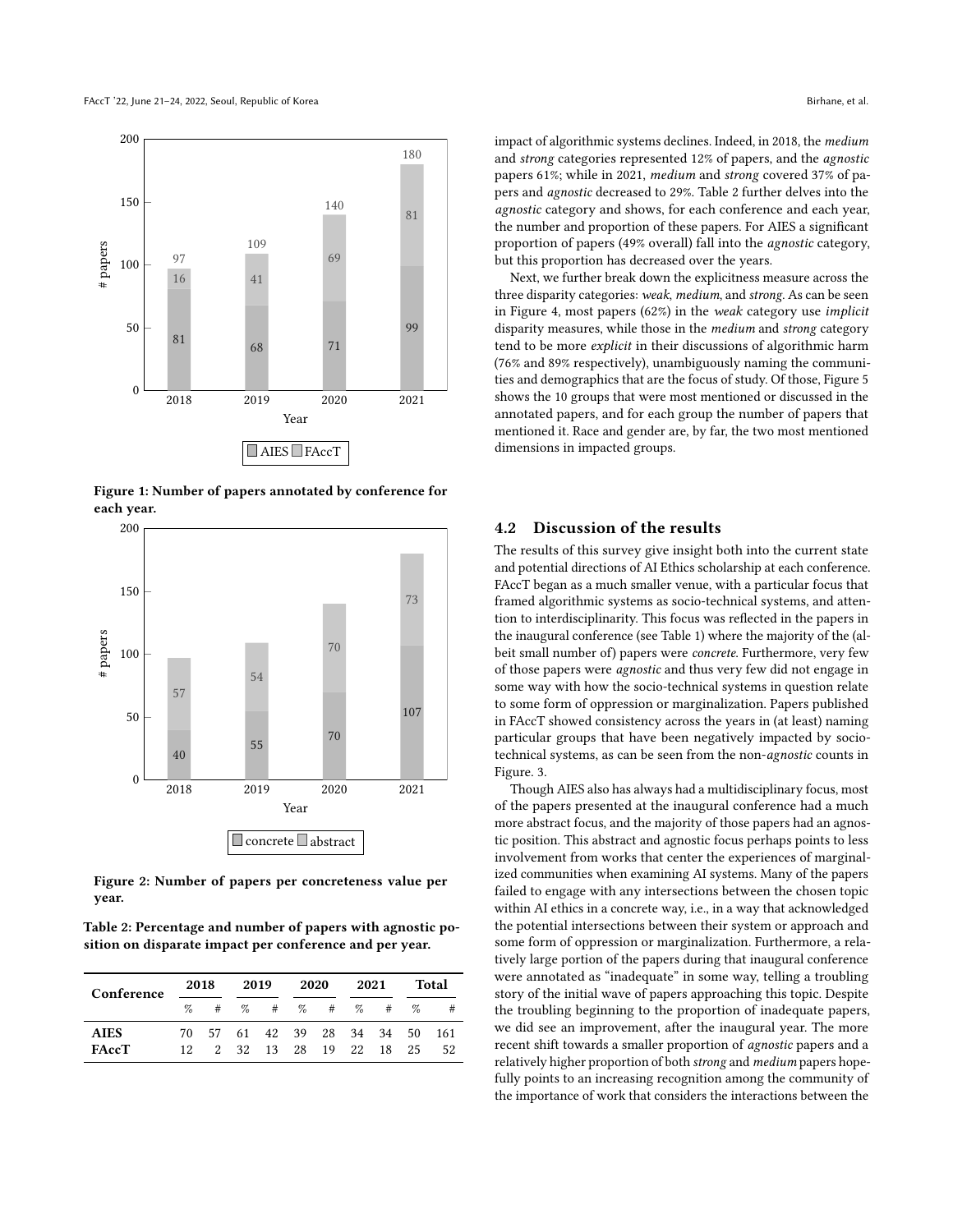Figure 1: Number of papers annotated by conference for each year.

Figure 2: Number of papers per concreteness value per year.

Table 2: Percentage and number of papers with agnostic position on disparate impact per conference and per year.

| Conference | 2018 | | 2019 | | 2020 | | 2021 | | Total | |
|---|---|---|---|---|---|---|---|---|---|---|
| | % | # | % | # | % | # | % | # | % | # |
| **AIES** | 70 | 57 | 61 | 42 | 39 | 28 | 34 | 34 | 50 | 161 |
| **FAccT** | 12 | 2 | 32 | 13 | 28 | 19 | 22 | 18 | 25 | 52 |

impact of algorithmic systems declines. Indeed, in 2018, the *medium* and *strong* categories represented 12% of papers, and the *agnostic* papers 61%; while in 2021, *medium* and *strong* covered 37% of papers and *agnostic* decreased to 29%. Table 2 further delves into the *agnostic* category and shows, for each conference and each year, the number and proportion of these papers. For AIES a significant proportion of papers (49% overall) fall into the *agnostic* category, but this proportion has decreased over the years.

Next, we further break down the explicitness measure across the three disparity categories: *weak*, *medium*, and *strong*. As can be seen in Figure 4, most papers (62%) in the *weak* category use *implicit* disparity measures, while those in the *medium* and *strong* category tend to be more *explicit* in their discussions of algorithmic harm (76% and 89% respectively), unambiguously naming the communities and demographics that are the focus of study. Of those, Figure 5 shows the 10 groups that were most mentioned or discussed in the annotated papers, and for each group the number of papers that mentioned it. Race and gender are, by far, the two most mentioned dimensions in impacted groups.

## 4.2 Discussion of the results

The results of this survey give insight both into the current state and potential directions of AI Ethics scholarship at each conference. FAccT began as a much smaller venue, with a particular focus that framed algorithmic systems as socio-technical systems, and attention to interdisciplinarity. This focus was reflected in the papers in the inaugural conference (see Table 1) where the majority of the (albeit small number of) papers were *concrete*. Furthermore, very few of those papers were *agnostic* and thus very few did not engage in some way with how the socio-technical systems in question relate to some form of oppression or marginalization. Papers published in FAccT showed consistency across the years in (at least) naming particular groups that have been negatively impacted by socio-technical systems, as can be seen from the non-*agnostic* counts in Figure. 3.

Though AIES also has always had a multidisciplinary focus, most of the papers presented at the inaugural conference had a much more abstract focus, and the majority of those papers had an agnostic position. This abstract and agnostic focus perhaps points to less involvement from works that center the experiences of marginalized communities when examining AI systems. Many of the papers failed to engage with any intersections between the chosen topic within AI ethics in a concrete way, i.e., in a way that acknowledged the potential intersections between their system or approach and some form of oppression or marginalization. Furthermore, a relatively large portion of the papers during that inaugural conference were annotated as "inadequate" in some way, telling a troubling story of the initial wave of papers approaching this topic. Despite the troubling beginning to the proportion of inadequate papers, we did see an improvement, after the inaugural year. The more recent shift towards a smaller proportion of *agnostic* papers and a relatively higher proportion of both *strong* and *medium* papers hopefully points to an increasing recognition among the community of the importance of work that considers the interactions between the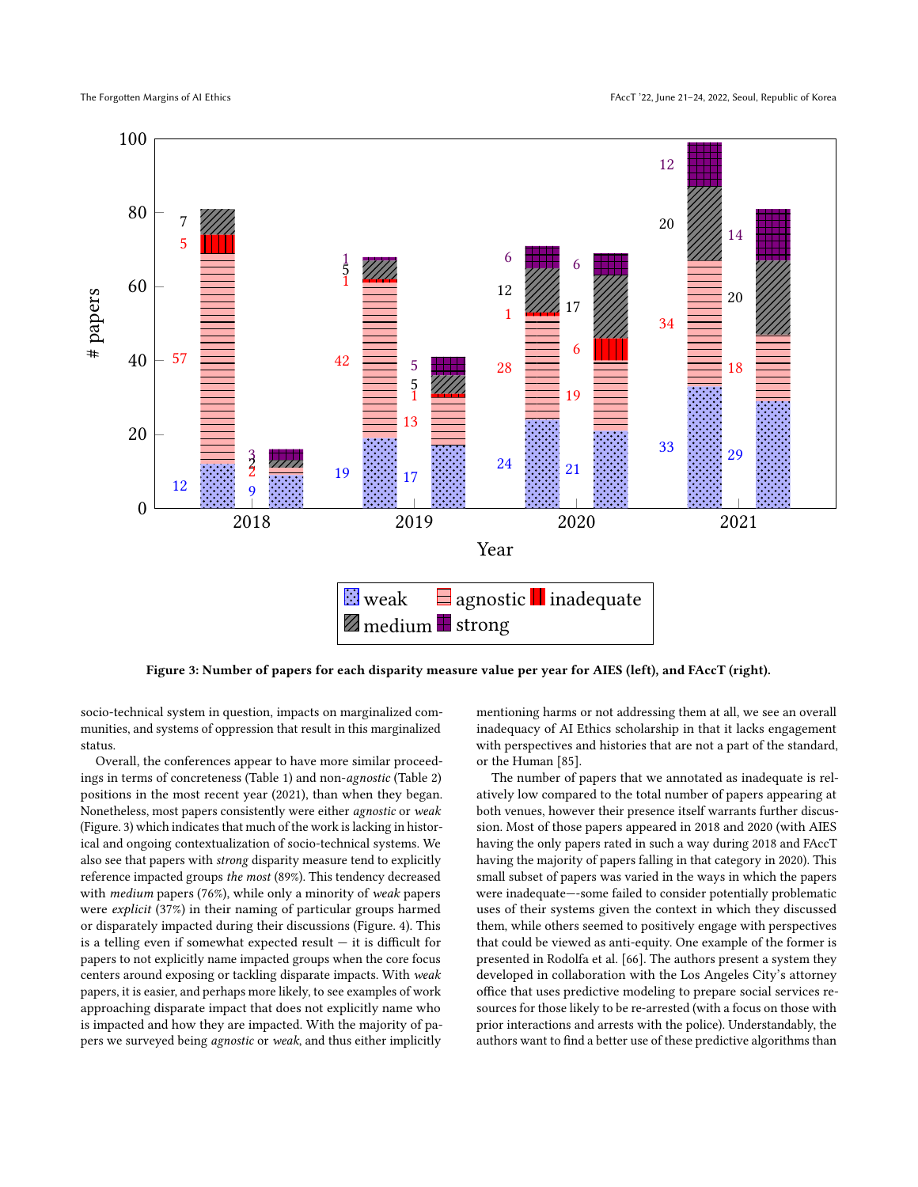Figure 3: Number of papers for each disparity measure value per year for AIES (left), and FAccT (right).

socio-technical system in question, impacts on marginalized communities, and systems of oppression that result in this marginalized status.

Overall, the conferences appear to have more similar proceedings in terms of concreteness (Table 1) and non-*agnostic* (Table 2) positions in the most recent year (2021), than when they began. Nonetheless, most papers consistently were either *agnostic* or *weak* (Figure. 3) which indicates that much of the work is lacking in historical and ongoing contextualization of socio-technical systems. We also see that papers with *strong* disparity measure tend to explicitly reference impacted groups *the most* (89%). This tendency decreased with *medium* papers (76%), while only a minority of *weak* papers were *explicit* (37%) in their naming of particular groups harmed or disparately impacted during their discussions (Figure. 4). This is a telling even if somewhat expected result — it is difficult for papers to not explicitly name impacted groups when the core focus centers around exposing or tackling disparate impacts. With *weak* papers, it is easier, and perhaps more likely, to see examples of work approaching disparate impact that does not explicitly name who is impacted and how they are impacted. With the majority of papers we surveyed being *agnostic* or *weak*, and thus either implicitly mentioning harms or not addressing them at all, we see an overall inadequacy of AI Ethics scholarship in that it lacks engagement with perspectives and histories that are not a part of the standard, or the Human [85].

The number of papers that we annotated as inadequate is relatively low compared to the total number of papers appearing at both venues, however their presence itself warrants further discussion. Most of those papers appeared in 2018 and 2020 (with AIES having the only papers rated in such a way during 2018 and FAccT having the majority of papers falling in that category in 2020). This small subset of papers was varied in the ways in which the papers were inadequate—-some failed to consider potentially problematic uses of their systems given the context in which they discussed them, while others seemed to positively engage with perspectives that could be viewed as anti-equity. One example of the former is presented in Rodolfa et al. [66]. The authors present a system they developed in collaboration with the Los Angeles City's attorney office that uses predictive modeling to prepare social services resources for those likely to be re-arrested (with a focus on those with prior interactions and arrests with the police). Understandably, the authors want to find a better use of these predictive algorithms than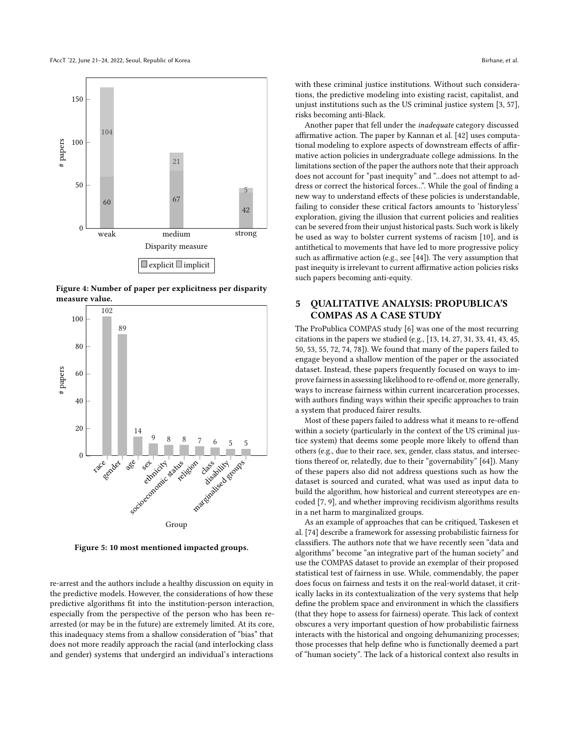Figure 4: Number of paper per explicitness per disparity measure value.

Figure 5: 10 most mentioned impacted groups.

re-arrest and the authors include a healthy discussion on equity in the predictive models. However, the considerations of how these predictive algorithms fit into the institution-person interaction, especially from the perspective of the person who has been re-arrested (or may be in the future) are extremely limited. At its core, this inadequacy stems from a shallow consideration of "bias" that does not more readily approach the racial (and interlocking class and gender) systems that undergird an individual's interactions with these criminal justice institutions. Without such considerations, the predictive modeling into existing racist, capitalist, and unjust institutions such as the US criminal justice system [3, 57], risks becoming anti-Black.

Another paper that fell under the *inadequate* category discussed affirmative action. The paper by Kannan et al. [42] uses computational modeling to explore aspects of downstream effects of affirmative action policies in undergraduate college admissions. In the limitations section of the paper the authors note that their approach does not account for "past inequity" and "...does not attempt to address or correct the historical forces...". While the goal of finding a new way to understand effects of these policies is understandable, failing to consider these critical factors amounts to 'historyless' exploration, giving the illusion that current policies and realities can be severed from their unjust historical pasts. Such work is likely be used as way to bolster current systems of racism [10], and is antithetical to movements that have led to more progressive policy such as affirmative action (e.g., see [44]). The very assumption that past inequity is irrelevant to current affirmative action policies risks such papers becoming anti-equity.

## 5 QUALITATIVE ANALYSIS: PROPUBLICA'S COMPAS AS A CASE STUDY

The ProPublica COMPAS study [6] was one of the most recurring citations in the papers we studied (e.g., [13, 14, 27, 31, 33, 41, 43, 45, 50, 53, 55, 72, 74, 78]). We found that many of the papers failed to engage beyond a shallow mention of the paper or the associated dataset. Instead, these papers frequently focused on ways to improve fairness in assessing likelihood to re-offend or, more generally, ways to increase fairness within current incarceration processes, with authors finding ways within their specific approaches to train a system that produced fairer results.

Most of these papers failed to address what it means to re-offend within a society (particularly in the context of the US criminal justice system) that deems some people more likely to offend than others (e.g., due to their race, sex, gender, class status, and intersections thereof or, relatedly, due to their "governability" [64]). Many of these papers also did not address questions such as how the dataset is sourced and curated, what was used as input data to build the algorithm, how historical and current stereotypes are encoded [7, 9], and whether improving recidivism algorithms results in a net harm to marginalized groups.

As an example of approaches that can be critiqued, Taskesen et al. [74] describe a framework for assessing probabilistic fairness for classifiers. The authors note that we have recently seen "data and algorithms" become "an integrative part of the human society" and use the COMPAS dataset to provide an exemplar of their proposed statistical test of fairness in use. While, commendably, the paper does focus on fairness and tests it on the real-world dataset, it critically lacks in its contextualization of the very systems that help define the problem space and environment in which the classifiers (that they hope to assess for fairness) operate. This lack of context obscures a very important question of how probabilistic fairness interacts with the historical and ongoing dehumanizing processes; those processes that help define who is functionally deemed a part of "human society". The lack of a historical context also results in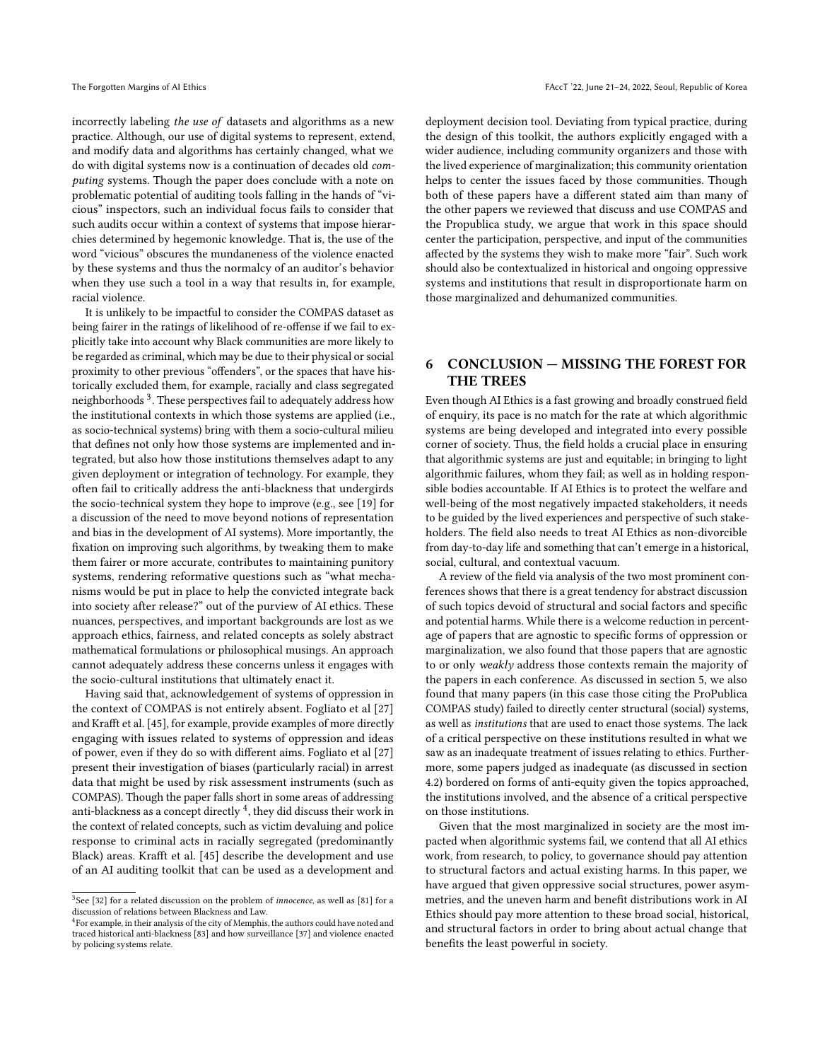incorrectly labeling *the use of* datasets and algorithms as a new practice. Although, our use of digital systems to represent, extend, and modify data and algorithms has certainly changed, what we do with digital systems now is a continuation of decades old *computing* systems. Though the paper does conclude with a note on problematic potential of auditing tools falling in the hands of "vicious" inspectors, such an individual focus fails to consider that such audits occur within a context of systems that impose hierarchies determined by hegemonic knowledge. That is, the use of the word "vicious" obscures the mundaneness of the violence enacted by these systems and thus the normalcy of an auditor's behavior when they use such a tool in a way that results in, for example, racial violence.

It is unlikely to be impactful to consider the COMPAS dataset as being fairer in the ratings of likelihood of re-offense if we fail to explicitly take into account why Black communities are more likely to be regarded as criminal, which may be due to their physical or social proximity to other previous "offenders", or the spaces that have historically excluded them, for example, racially and class segregated neighborhoods [3]. These perspectives fail to adequately address how the institutional contexts in which those systems are applied (i.e., as socio-technical systems) bring with them a socio-cultural milieu that defines not only how those systems are implemented and integrated, but also how those institutions themselves adapt to any given deployment or integration of technology. For example, they often fail to critically address the anti-blackness that undergirds the socio-technical system they hope to improve (e.g., see [19] for a discussion of the need to move beyond notions of representation and bias in the development of AI systems). More importantly, the fixation on improving such algorithms, by tweaking them to make them fairer or more accurate, contributes to maintaining punitory systems, rendering reformative questions such as "what mechanisms would be put in place to help the convicted integrate back into society after release?" out of the purview of AI ethics. These nuances, perspectives, and important backgrounds are lost as we approach ethics, fairness, and related concepts as solely abstract mathematical formulations or philosophical musings. An approach cannot adequately address these concerns unless it engages with the socio-cultural institutions that ultimately enact it.

Having said that, acknowledgement of systems of oppression in the context of COMPAS is not entirely absent. Fogliato et al [27] and Krafft et al. [45], for example, provide examples of more directly engaging with issues related to systems of oppression and ideas of power, even if they do so with different aims. Fogliato et al [27] present their investigation of biases (particularly racial) in arrest data that might be used by risk assessment instruments (such as COMPAS). Though the paper falls short in some areas of addressing anti-blackness as a concept directly [4], they did discuss their work in the context of related concepts, such as victim devaluing and police response to criminal acts in racially segregated (predominantly Black) areas. Krafft et al. [45] describe the development and use of an AI auditing toolkit that can be used as a development and deployment decision tool. Deviating from typical practice, during the design of this toolkit, the authors explicitly engaged with a wider audience, including community organizers and those with the lived experience of marginalization; this community orientation helps to center the issues faced by those communities. Though both of these papers have a different stated aim than many of the other papers we reviewed that discuss and use COMPAS and the Propublica study, we argue that work in this space should center the participation, perspective, and input of the communities affected by the systems they wish to make more "fair". Such work should also be contextualized in historical and ongoing oppressive systems and institutions that result in disproportionate harm on those marginalized and dehumanized communities.

## 6 CONCLUSION — MISSING THE FOREST FOR THE TREES

Even though AI Ethics is a fast growing and broadly construed field of enquiry, its pace is no match for the rate at which algorithmic systems are being developed and integrated into every possible corner of society. Thus, the field holds a crucial place in ensuring that algorithmic systems are just and equitable; in bringing to light algorithmic failures, whom they fail; as well as in holding responsible bodies accountable. If AI Ethics is to protect the welfare and well-being of the most negatively impacted stakeholders, it needs to be guided by the lived experiences and perspective of such stakeholders. The field also needs to treat AI Ethics as non-divorcible from day-to-day life and something that can't emerge in a historical, social, cultural, and contextual vacuum.

A review of the field via analysis of the two most prominent conferences shows that there is a great tendency for abstract discussion of such topics devoid of structural and social factors and specific and potential harms. While there is a welcome reduction in percentage of papers that are agnostic to specific forms of oppression or marginalization, we also found that those papers that are agnostic to or only *weakly* address those contexts remain the majority of the papers in each conference. As discussed in section 5, we also found that many papers (in this case those citing the ProPublica COMPAS study) failed to directly center structural (social) systems, as well as *institutions* that are used to enact those systems. The lack of a critical perspective on these institutions resulted in what we saw as an inadequate treatment of issues relating to ethics. Furthermore, some papers judged as inadequate (as discussed in section 4.2) bordered on forms of anti-equity given the topics approached, the institutions involved, and the absence of a critical perspective on those institutions.

Given that the most marginalized in society are the most impacted when algorithmic systems fail, we contend that all AI ethics work, from research, to policy, to governance should pay attention to structural factors and actual existing harms. In this paper, we have argued that given oppressive social structures, power asymmetries, and the uneven harm and benefit distributions work in AI Ethics should pay more attention to these broad social, historical, and structural factors in order to bring about actual change that benefits the least powerful in society.

---

[3] See [32] for a related discussion on the problem of *innocence*, as well as [81] for a discussion of relations between Blackness and Law.

[4] For example, in their analysis of the city of Memphis, the authors could have noted and traced historical anti-blackness [83] and how surveillance [37] and violence enacted by policing systems relate.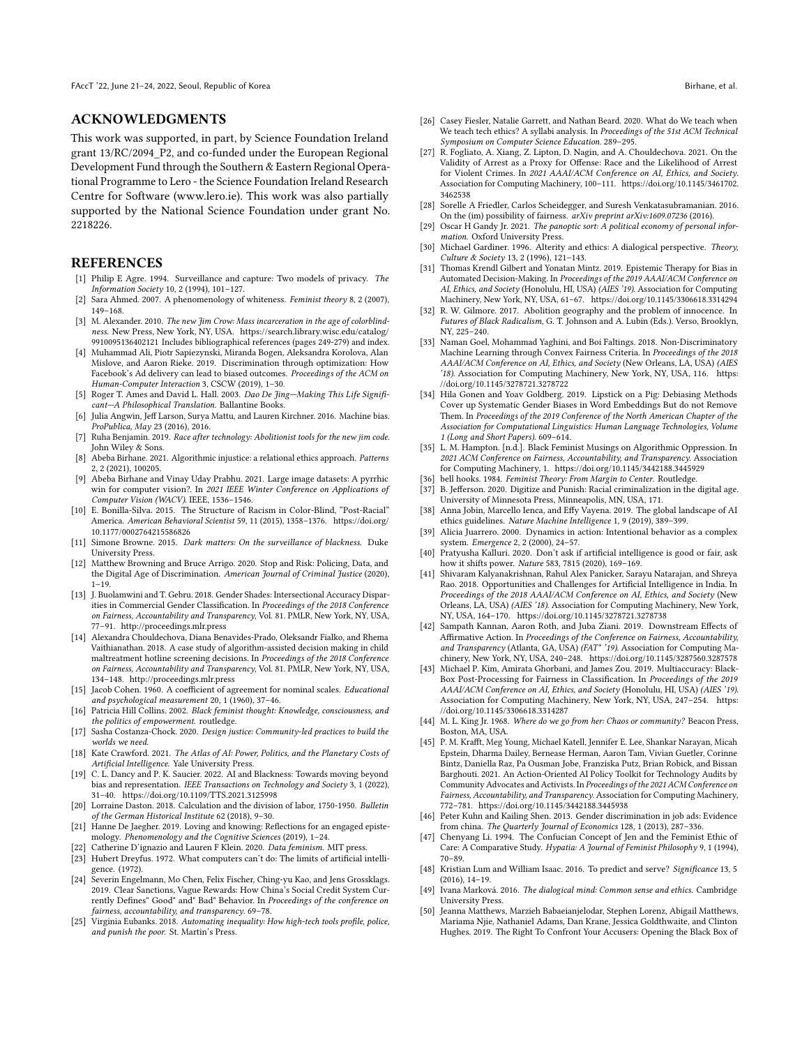## ACKNOWLEDGMENTS

This work was supported, in part, by Science Foundation Ireland grant 13/RC/2094_P2, and co-funded under the European Regional Development Fund through the Southern & Eastern Regional Operational Programme to Lero - the Science Foundation Ireland Research Centre for Software (www.lero.ie). This work was also partially supported by the National Science Foundation under grant No. 2218226.

## REFERENCES

[1] Philip E Agre. 1994. Surveillance and capture: Two models of privacy. *The Information Society* 10, 2 (1994), 101–127.

[2] Sara Ahmed. 2007. A phenomenology of whiteness. *Feminist theory* 8, 2 (2007), 149–168.

[3] M. Alexander. 2010. *The new Jim Crow: Mass incarceration in the age of colorblindness.* New Press, New York, NY, USA. https://search.library.wisc.edu/catalog/9910095136402121 Includes bibliographical references (pages 249-279) and index.

[4] Muhammad Ali, Piotr Sapiezynski, Miranda Bogen, Aleksandra Korolova, Alan Mislove, and Aaron Rieke. 2019. Discrimination through optimization: How Facebook's Ad delivery can lead to biased outcomes. *Proceedings of the ACM on Human-Computer Interaction* 3, CSCW (2019), 1–30.

[5] Roger T. Ames and David L. Hall. 2003. *Dao De Jing—Making This Life Significant—A Philosophical Translation.* Ballantine Books.

[6] Julia Angwin, Jeff Larson, Surya Mattu, and Lauren Kirchner. 2016. Machine bias. *ProPublica, May* 23 (2016), 2016.

[7] Ruha Benjamin. 2019. *Race after technology: Abolitionist tools for the new jim code.* John Wiley & Sons.

[8] Abeba Birhane. 2021. Algorithmic injustice: a relational ethics approach. *Patterns* 2, 2 (2021), 100205.

[9] Abeba Birhane and Vinay Uday Prabhu. 2021. Large image datasets: A pyrrhic win for computer vision?. In *2021 IEEE Winter Conference on Applications of Computer Vision (WACV).* IEEE, 1536–1546.

[10] E. Bonilla-Silva. 2015. The Structure of Racism in Color-Blind, "Post-Racial" America. *American Behavioral Scientist* 59, 11 (2015), 1358–1376. https://doi.org/10.1177/0002764215586826

[11] Simone Browne. 2015. *Dark matters: On the surveillance of blackness.* Duke University Press.

[12] Matthew Browning and Bruce Arrigo. 2020. Stop and Risk: Policing, Data, and the Digital Age of Discrimination. *American Journal of Criminal Justice* (2020), 1–19.

[13] J. Buolamwini and T. Gebru. 2018. Gender Shades: Intersectional Accuracy Disparities in Commercial Gender Classification. In *Proceedings of the 2018 Conference on Fairness, Accountability and Transparency*, Vol. 81. PMLR, New York, NY, USA, 77–91. http://proceedings.mlr.press

[14] Alexandra Chouldechova, Diana Benavides-Prado, Oleksandr Fialko, and Rhema Vaithianathan. 2018. A case study of algorithm-assisted decision making in child maltreatment hotline screening decisions. In *Proceedings of the 2018 Conference on Fairness, Accountability and Transparency*, Vol. 81. PMLR, New York, NY, USA, 134–148. http://proceedings.mlr.press

[15] Jacob Cohen. 1960. A coefficient of agreement for nominal scales. *Educational and psychological measurement* 20, 1 (1960), 37–46.

[16] Patricia Hill Collins. 2002. *Black feminist thought: Knowledge, consciousness, and the politics of empowerment.* routledge.

[17] Sasha Costanza-Chock. 2020. *Design justice: Community-led practices to build the worlds we need.*

[18] Kate Crawford. 2021. *The Atlas of AI: Power, Politics, and the Planetary Costs of Artificial Intelligence.* Yale University Press.

[19] C. L. Dancy and P. K. Saucier. 2022. AI and Blackness: Towards moving beyond bias and representation. *IEEE Transactions on Technology and Society* 3, 1 (2022), 31–40. https://doi.org/10.1109/TTS.2021.3125998

[20] Lorraine Daston. 2018. Calculation and the division of labor, 1750-1950. *Bulletin of the German Historical Institute* 62 (2018), 9–30.

[21] Hanne De Jaegher. 2019. Loving and knowing: Reflections for an engaged epistemology. *Phenomenology and the Cognitive Sciences* (2019), 1–24.

[22] Catherine D'ignazio and Lauren F Klein. 2020. *Data feminism.* MIT press.

[23] Hubert Dreyfus. 1972. What computers can't do: The limits of artificial intelligence. (1972).

[24] Severin Engelmann, Mo Chen, Felix Fischer, Ching-yu Kao, and Jens Grossklags. 2019. Clear Sanctions, Vague Rewards: How China's Social Credit System Currently Defines" Good" and" Bad" Behavior. In *Proceedings of the conference on fairness, accountability, and transparency.* 69–78.

[25] Virginia Eubanks. 2018. *Automating inequality: How high-tech tools profile, police, and punish the poor.* St. Martin's Press.

[26] Casey Fiesler, Natalie Garrett, and Nathan Beard. 2020. What do We teach when We teach tech ethics? A syllabi analysis. In *Proceedings of the 51st ACM Technical Symposium on Computer Science Education.* 289–295.

[27] R. Fogliato, A. Xiang, Z. Lipton, D. Nagin, and A. Chouldechova. 2021. On the Validity of Arrest as a Proxy for Offense: Race and the Likelihood of Arrest for Violent Crimes. In *2021 AAAI/ACM Conference on AI, Ethics, and Society.* Association for Computing Machinery, 100–111. https://doi.org/10.1145/3461702.3462538

[28] Sorelle A Friedler, Carlos Scheidegger, and Suresh Venkatasubramanian. 2016. On the (im) possibility of fairness. *arXiv preprint arXiv:1609.07236* (2016).

[29] Oscar H Gandy Jr. 2021. *The panoptic sort: A political economy of personal information.* Oxford University Press.

[30] Michael Gardiner. 1996. Alterity and ethics: A dialogical perspective. *Theory, Culture & Society* 13, 2 (1996), 121–143.

[31] Thomas Krendl Gilbert and Yonatan Mintz. 2019. Epistemic Therapy for Bias in Automated Decision-Making. In *Proceedings of the 2019 AAAI/ACM Conference on AI, Ethics, and Society* (Honolulu, HI, USA) *(AIES '19).* Association for Computing Machinery, New York, NY, USA, 61–67. https://doi.org/10.1145/3306618.3314294

[32] R. W. Gilmore. 2017. Abolition geography and the problem of innocence. In *Futures of Black Radicalism*, G. T. Johnson and A. Lubin (Eds.). Verso, Brooklyn, NY, 225–240.

[33] Naman Goel, Mohammad Yaghini, and Boi Faltings. 2018. Non-Discriminatory Machine Learning through Convex Fairness Criteria. In *Proceedings of the 2018 AAAI/ACM Conference on AI, Ethics, and Society* (New Orleans, LA, USA) *(AIES '18).* Association for Computing Machinery, New York, NY, USA, 116. https://doi.org/10.1145/3278721.3278722

[34] Hila Gonen and Yoav Goldberg. 2019. Lipstick on a Pig: Debiasing Methods Cover up Systematic Gender Biases in Word Embeddings But do not Remove Them. In *Proceedings of the 2019 Conference of the North American Chapter of the Association for Computational Linguistics: Human Language Technologies, Volume 1 (Long and Short Papers).* 609–614.

[35] L. M. Hampton. [n.d.]. Black Feminist Musings on Algorithmic Oppression. In *2021 ACM Conference on Fairness, Accountability, and Transparency.* Association for Computing Machinery, 1. https://doi.org/10.1145/3442188.3445929

[36] bell hooks. 1984. *Feminist Theory: From Margin to Center.* Routledge.

[37] B. Jefferson. 2020. Digitize and Punish: Racial criminalization in the digital age. University of Minnesota Press, Minneapolis, MN, USA, 171.

[38] Anna Jobin, Marcello Ienca, and Effy Vayena. 2019. The global landscape of AI ethics guidelines. *Nature Machine Intelligence* 1, 9 (2019), 389–399.

[39] Alicia Juarrero. 2000. Dynamics in action: Intentional behavior as a complex system. *Emergence* 2, 2 (2000), 24–57.

[40] Pratyusha Kalluri. 2020. Don't ask if artificial intelligence is good or fair, ask how it shifts power. *Nature* 583, 7815 (2020), 169–169.

[41] Shivaram Kalyanakrishnan, Rahul Alex Panicker, Sarayu Natarajan, and Shreya Rao. 2018. Opportunities and Challenges for Artificial Intelligence in India. In *Proceedings of the 2018 AAAI/ACM Conference on AI, Ethics, and Society* (New Orleans, LA, USA) *(AIES '18).* Association for Computing Machinery, New York, NY, USA, 164–170. https://doi.org/10.1145/3278721.3278738

[42] Sampath Kannan, Aaron Roth, and Juba Ziani. 2019. Downstream Effects of Affirmative Action. In *Proceedings of the Conference on Fairness, Accountability, and Transparency* (Atlanta, GA, USA) *(FAT\* '19).* Association for Computing Machinery, New York, NY, USA, 240–248. https://doi.org/10.1145/3287560.3287578

[43] Michael P. Kim, Amirata Ghorbani, and James Zou. 2019. Multiaccuracy: Black-Box Post-Processing for Fairness in Classification. In *Proceedings of the 2019 AAAI/ACM Conference on AI, Ethics, and Society* (Honolulu, HI, USA) *(AIES '19).* Association for Computing Machinery, New York, NY, USA, 247–254. https://doi.org/10.1145/3306618.3314287

[44] M. L. King Jr. 1968. *Where do we go from her: Chaos or community?* Beacon Press, Boston, MA, USA.

[45] P. M. Krafft, Meg Young, Michael Katell, Jennifer E. Lee, Shankar Narayan, Micah Epstein, Dharma Dailey, Bernease Herman, Aaron Tam, Vivian Guetler, Corinne Bintz, Daniella Raz, Pa Ousman Jobe, Franziska Putz, Brian Robick, and Bissan Barghouti. 2021. An Action-Oriented AI Policy Toolkit for Technology Audits by Community Advocates and Activists. In *Proceedings of the 2021 ACM Conference on Fairness, Accountability, and Transparency.* Association for Computing Machinery, 772–781. https://doi.org/10.1145/3442188.3445938

[46] Peter Kuhn and Kailing Shen. 2013. Gender discrimination in job ads: Evidence from china. *The Quarterly Journal of Economics* 128, 1 (2013), 287–336.

[47] Chenyang Li. 1994. The Confucian Concept of Jen and the Feminist Ethic of Care: A Comparative Study. *Hypatia: A Journal of Feminist Philosophy* 9, 1 (1994), 70–89.

[48] Kristian Lum and William Isaac. 2016. To predict and serve? *Significance* 13, 5 (2016), 14–19.

[49] Ivana Marková. 2016. *The dialogical mind: Common sense and ethics.* Cambridge University Press.

[50] Jeanna Matthews, Marzieh Babaeianjelodar, Stephen Lorenz, Abigail Matthews, Mariama Njie, Nathaniel Adams, Dan Krane, Jessica Goldthwaite, and Clinton Hughes. 2019. The Right To Confront Your Accusers: Opening the Black Box of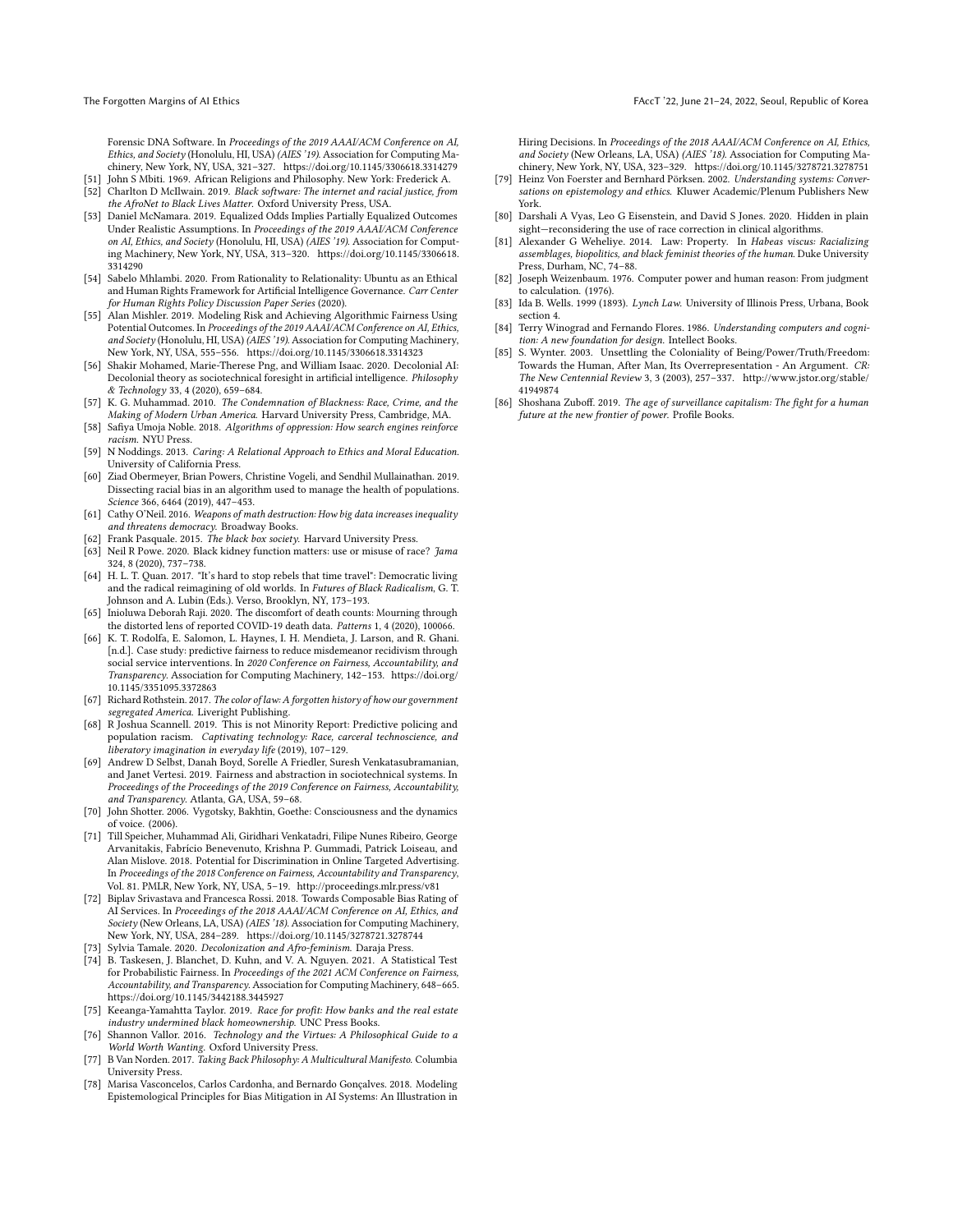Forensic DNA Software. In *Proceedings of the 2019 AAAI/ACM Conference on AI, Ethics, and Society* (Honolulu, HI, USA) *(AIES '19)*. Association for Computing Machinery, New York, NY, USA, 321–327. https://doi.org/10.1145/3306618.3314279

[51] John S Mbiti. 1969. African Religions and Philosophy. New York: Frederick A.

[52] Charlton D McIlwain. 2019. *Black software: The internet and racial justice, from the AfroNet to Black Lives Matter.* Oxford University Press, USA.

[53] Daniel McNamara. 2019. Equalized Odds Implies Partially Equalized Outcomes Under Realistic Assumptions. In *Proceedings of the 2019 AAAI/ACM Conference on AI, Ethics, and Society* (Honolulu, HI, USA) *(AIES '19)*. Association for Computing Machinery, New York, NY, USA, 313–320. https://doi.org/10.1145/3306618.3314290

[54] Sabelo Mhlambi. 2020. From Rationality to Relationality: Ubuntu as an Ethical and Human Rights Framework for Artificial Intelligence Governance. *Carr Center for Human Rights Policy Discussion Paper Series* (2020).

[55] Alan Mishler. 2019. Modeling Risk and Achieving Algorithmic Fairness Using Potential Outcomes. In *Proceedings of the 2019 AAAI/ACM Conference on AI, Ethics, and Society* (Honolulu, HI, USA) *(AIES '19)*. Association for Computing Machinery, New York, NY, USA, 555–556. https://doi.org/10.1145/3306618.3314323

[56] Shakir Mohamed, Marie-Therese Png, and William Isaac. 2020. Decolonial AI: Decolonial theory as sociotechnical foresight in artificial intelligence. *Philosophy & Technology* 33, 4 (2020), 659–684.

[57] K. G. Muhammad. 2010. *The Condemnation of Blackness: Race, Crime, and the Making of Modern Urban America.* Harvard University Press, Cambridge, MA.

[58] Safiya Umoja Noble. 2018. *Algorithms of oppression: How search engines reinforce racism.* NYU Press.

[59] N Noddings. 2013. *Caring: A Relational Approach to Ethics and Moral Education.* University of California Press.

[60] Ziad Obermeyer, Brian Powers, Christine Vogeli, and Sendhil Mullainathan. 2019. Dissecting racial bias in an algorithm used to manage the health of populations. *Science* 366, 6464 (2019), 447–453.

[61] Cathy O'Neil. 2016. *Weapons of math destruction: How big data increases inequality and threatens democracy.* Broadway Books.

[62] Frank Pasquale. 2015. *The black box society.* Harvard University Press.

[63] Neil R Powe. 2020. Black kidney function matters: use or misuse of race? *Jama* 324, 8 (2020), 737–738.

[64] H. L. T. Quan. 2017. "It's hard to stop rebels that time travel": Democratic living and the radical reimagining of old worlds. In *Futures of Black Radicalism*, G. T. Johnson and A. Lubin (Eds.). Verso, Brooklyn, NY, 173–193.

[65] Inioluwa Deborah Raji. 2020. The discomfort of death counts: Mourning through the distorted lens of reported COVID-19 death data. *Patterns* 1, 4 (2020), 100066.

[66] K. T. Rodolfa, E. Salomon, L. Haynes, I. H. Mendieta, J. Larson, and R. Ghani. [n.d.]. Case study: predictive fairness to reduce misdemeanor recidivism through social service interventions. In *2020 Conference on Fairness, Accountability, and Transparency.* Association for Computing Machinery, 142–153. https://doi.org/10.1145/3351095.3372863

[67] Richard Rothstein. 2017. *The color of law: A forgotten history of how our government segregated America.* Liveright Publishing.

[68] R Joshua Scannell. 2019. This is not Minority Report: Predictive policing and population racism. *Captivating technology: Race, carceral technoscience, and liberatory imagination in everyday life* (2019), 107–129.

[69] Andrew D Selbst, Danah Boyd, Sorelle A Friedler, Suresh Venkatasubramanian, and Janet Vertesi. 2019. Fairness and abstraction in sociotechnical systems. In *Proceedings of the Proceedings of the 2019 Conference on Fairness, Accountability, and Transparency.* Atlanta, GA, USA, 59–68.

[70] John Shotter. 2006. Vygotsky, Bakhtin, Goethe: Consciousness and the dynamics of voice. (2006).

[71] Till Speicher, Muhammad Ali, Giridhari Venkatadri, Filipe Nunes Ribeiro, George Arvanitakis, Fabrício Benevenuto, Krishna P. Gummadi, Patrick Loiseau, and Alan Mislove. 2018. Potential for Discrimination in Online Targeted Advertising. In *Proceedings of the 2018 Conference on Fairness, Accountability and Transparency*, Vol. 81. PMLR, New York, NY, USA, 5–19. http://proceedings.mlr.press/v81

[72] Biplav Srivastava and Francesca Rossi. 2018. Towards Composable Bias Rating of AI Services. In *Proceedings of the 2018 AAAI/ACM Conference on AI, Ethics, and Society* (New Orleans, LA, USA) *(AIES '18)*. Association for Computing Machinery, New York, NY, USA, 284–289. https://doi.org/10.1145/3278721.3278744

[73] Sylvia Tamale. 2020. *Decolonization and Afro-feminism.* Daraja Press.

[74] B. Taskesen, J. Blanchet, D. Kuhn, and V. A. Nguyen. 2021. A Statistical Test for Probabilistic Fairness. In *Proceedings of the 2021 ACM Conference on Fairness, Accountability, and Transparency.* Association for Computing Machinery, 648–665. https://doi.org/10.1145/3442188.3445927

[75] Keeanga-Yamahtta Taylor. 2019. *Race for profit: How banks and the real estate industry undermined black homeownership.* UNC Press Books.

[76] Shannon Vallor. 2016. *Technology and the Virtues: A Philosophical Guide to a World Worth Wanting.* Oxford University Press.

[77] B Van Norden. 2017. *Taking Back Philosophy: A Multicultural Manifesto.* Columbia University Press.

[78] Marisa Vasconcelos, Carlos Cardonha, and Bernardo Gonçalves. 2018. Modeling Epistemological Principles for Bias Mitigation in AI Systems: An Illustration in Hiring Decisions. In *Proceedings of the 2018 AAAI/ACM Conference on AI, Ethics, and Society* (New Orleans, LA, USA) *(AIES '18)*. Association for Computing Machinery, New York, NY, USA, 323–329. https://doi.org/10.1145/3278721.3278751

[79] Heinz Von Foerster and Bernhard Pörksen. 2002. *Understanding systems: Conversations on epistemology and ethics.* Kluwer Academic/Plenum Publishers New York.

[80] Darshali A Vyas, Leo G Eisenstein, and David S Jones. 2020. Hidden in plain sight—reconsidering the use of race correction in clinical algorithms.

[81] Alexander G Weheliye. 2014. Law: Property. In *Habeas viscus: Racializing assemblages, biopolitics, and black feminist theories of the human.* Duke University Press, Durham, NC, 74–88.

[82] Joseph Weizenbaum. 1976. Computer power and human reason: From judgment to calculation. (1976).

[83] Ida B. Wells. 1999 (1893). *Lynch Law.* University of Illinois Press, Urbana, Book section 4.

[84] Terry Winograd and Fernando Flores. 1986. *Understanding computers and cognition: A new foundation for design.* Intellect Books.

[85] S. Wynter. 2003. Unsettling the Coloniality of Being/Power/Truth/Freedom: Towards the Human, After Man, Its Overrepresentation - An Argument. *CR: The New Centennial Review* 3, 3 (2003), 257–337. http://www.jstor.org/stable/41949874

[86] Shoshana Zuboff. 2019. *The age of surveillance capitalism: The fight for a human future at the new frontier of power.* Profile Books.